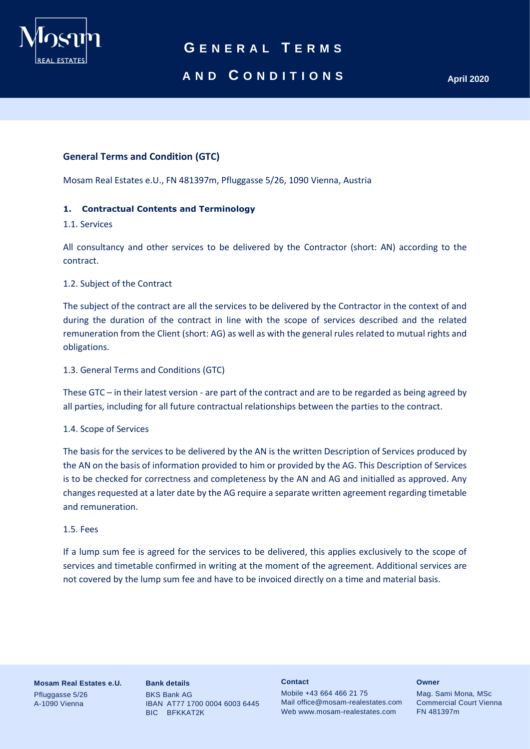# GENERAL TERMS AND CONDITIONS

April 2020

## General Terms and Condition (GTC)

Mosam Real Estates e.U., FN 481397m, Pfluggasse 5/26, 1090 Vienna, Austria

### 1. Contractual Contents and Terminology

1.1. Services

All consultancy and other services to be delivered by the Contractor (short: AN) according to the contract.

1.2. Subject of the Contract

The subject of the contract are all the services to be delivered by the Contractor in the context of and during the duration of the contract in line with the scope of services described and the related remuneration from the Client (short: AG) as well as with the general rules related to mutual rights and obligations.

1.3. General Terms and Conditions (GTC)

These GTC – in their latest version - are part of the contract and are to be regarded as being agreed by all parties, including for all future contractual relationships between the parties to the contract.

1.4. Scope of Services

The basis for the services to be delivered by the AN is the written Description of Services produced by the AN on the basis of information provided to him or provided by the AG. This Description of Services is to be checked for correctness and completeness by the AN and AG and initialled as approved. Any changes requested at a later date by the AG require a separate written agreement regarding timetable and remuneration.

1.5. Fees

If a lump sum fee is agreed for the services to be delivered, this applies exclusively to the scope of services and timetable confirmed in writing at the moment of the agreement. Additional services are not covered by the lump sum fee and have to be invoiced directly on a time and material basis.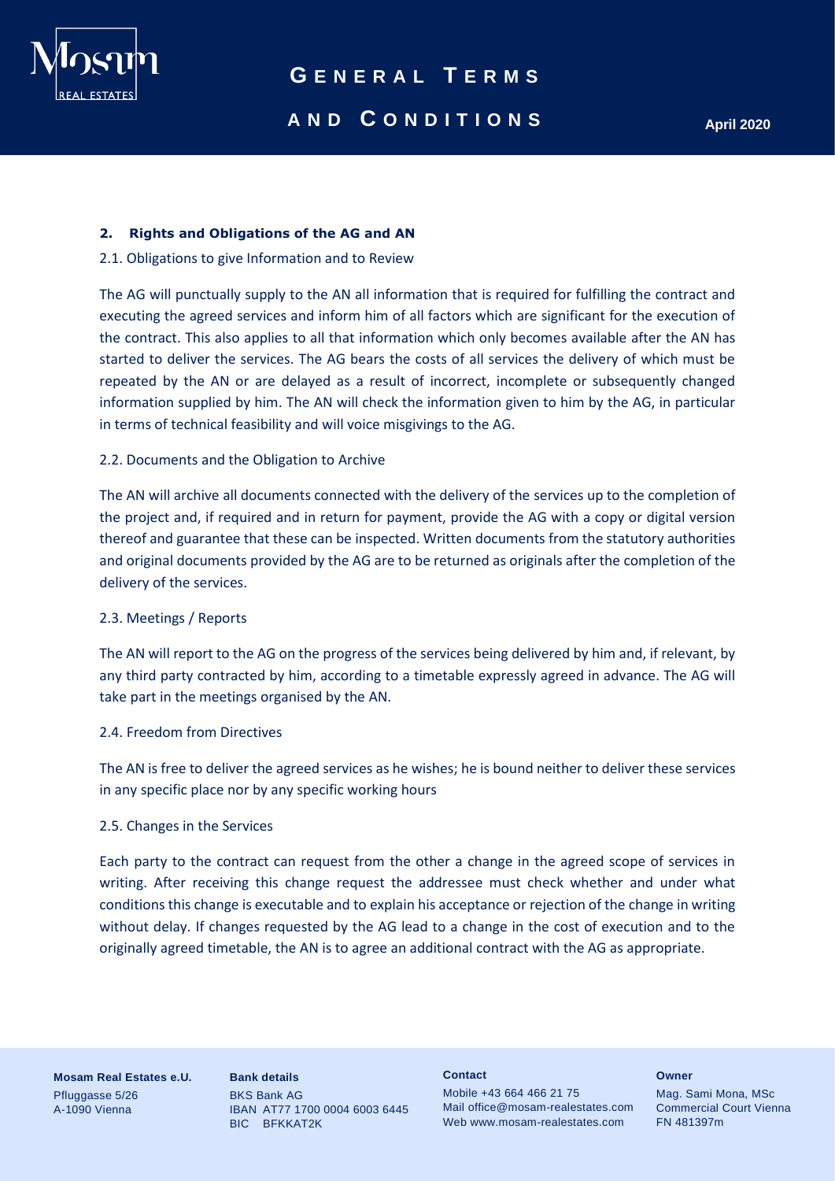## 2. Rights and Obligations of the AG and AN

### 2.1. Obligations to give Information and to Review

The AG will punctually supply to the AN all information that is required for fulfilling the contract and executing the agreed services and inform him of all factors which are significant for the execution of the contract. This also applies to all that information which only becomes available after the AN has started to deliver the services. The AG bears the costs of all services the delivery of which must be repeated by the AN or are delayed as a result of incorrect, incomplete or subsequently changed information supplied by him. The AN will check the information given to him by the AG, in particular in terms of technical feasibility and will voice misgivings to the AG.

### 2.2. Documents and the Obligation to Archive

The AN will archive all documents connected with the delivery of the services up to the completion of the project and, if required and in return for payment, provide the AG with a copy or digital version thereof and guarantee that these can be inspected. Written documents from the statutory authorities and original documents provided by the AG are to be returned as originals after the completion of the delivery of the services.

### 2.3. Meetings / Reports

The AN will report to the AG on the progress of the services being delivered by him and, if relevant, by any third party contracted by him, according to a timetable expressly agreed in advance. The AG will take part in the meetings organised by the AN.

### 2.4. Freedom from Directives

The AN is free to deliver the agreed services as he wishes; he is bound neither to deliver these services in any specific place nor by any specific working hours

### 2.5. Changes in the Services

Each party to the contract can request from the other a change in the agreed scope of services in writing. After receiving this change request the addressee must check whether and under what conditions this change is executable and to explain his acceptance or rejection of the change in writing without delay. If changes requested by the AG lead to a change in the cost of execution and to the originally agreed timetable, the AN is to agree an additional contract with the AG as appropriate.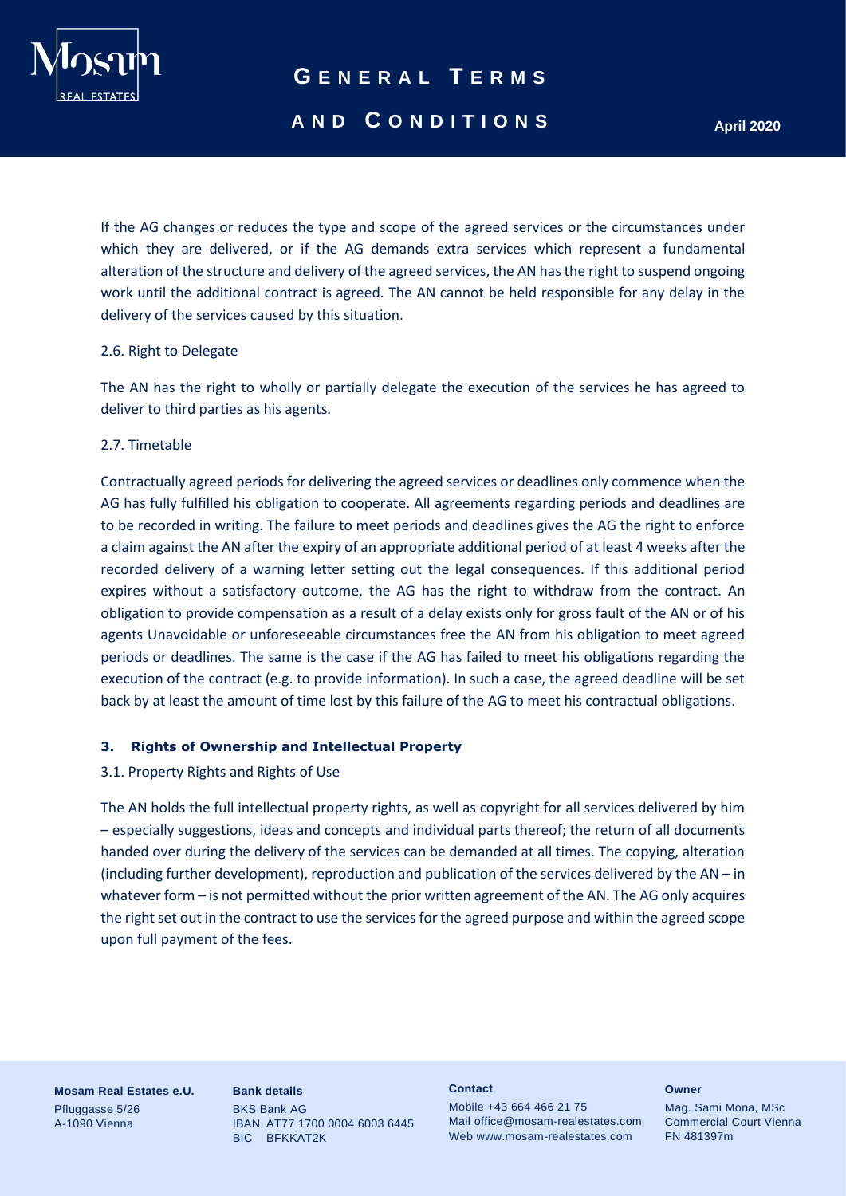If the AG changes or reduces the type and scope of the agreed services or the circumstances under which they are delivered, or if the AG demands extra services which represent a fundamental alteration of the structure and delivery of the agreed services, the AN has the right to suspend ongoing work until the additional contract is agreed. The AN cannot be held responsible for any delay in the delivery of the services caused by this situation.

2.6. Right to Delegate

The AN has the right to wholly or partially delegate the execution of the services he has agreed to deliver to third parties as his agents.

2.7. Timetable

Contractually agreed periods for delivering the agreed services or deadlines only commence when the AG has fully fulfilled his obligation to cooperate. All agreements regarding periods and deadlines are to be recorded in writing. The failure to meet periods and deadlines gives the AG the right to enforce a claim against the AN after the expiry of an appropriate additional period of at least 4 weeks after the recorded delivery of a warning letter setting out the legal consequences. If this additional period expires without a satisfactory outcome, the AG has the right to withdraw from the contract. An obligation to provide compensation as a result of a delay exists only for gross fault of the AN or of his agents Unavoidable or unforeseeable circumstances free the AN from his obligation to meet agreed periods or deadlines. The same is the case if the AG has failed to meet his obligations regarding the execution of the contract (e.g. to provide information). In such a case, the agreed deadline will be set back by at least the amount of time lost by this failure of the AG to meet his contractual obligations.

### 3. Rights of Ownership and Intellectual Property

3.1. Property Rights and Rights of Use

The AN holds the full intellectual property rights, as well as copyright for all services delivered by him – especially suggestions, ideas and concepts and individual parts thereof; the return of all documents handed over during the delivery of the services can be demanded at all times. The copying, alteration (including further development), reproduction and publication of the services delivered by the AN – in whatever form – is not permitted without the prior written agreement of the AN. The AG only acquires the right set out in the contract to use the services for the agreed purpose and within the agreed scope upon full payment of the fees.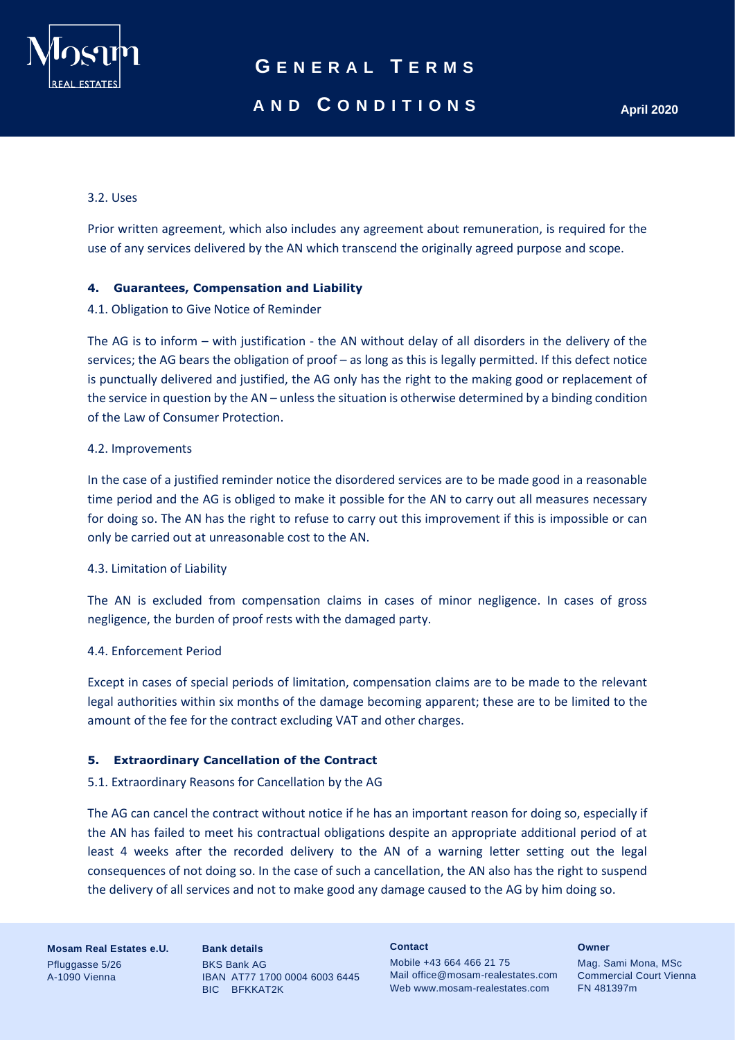3.2. Uses

Prior written agreement, which also includes any agreement about remuneration, is required for the use of any services delivered by the AN which transcend the originally agreed purpose and scope.

## 4. Guarantees, Compensation and Liability

4.1. Obligation to Give Notice of Reminder

The AG is to inform – with justification - the AN without delay of all disorders in the delivery of the services; the AG bears the obligation of proof – as long as this is legally permitted. If this defect notice is punctually delivered and justified, the AG only has the right to the making good or replacement of the service in question by the AN – unless the situation is otherwise determined by a binding condition of the Law of Consumer Protection.

4.2. Improvements

In the case of a justified reminder notice the disordered services are to be made good in a reasonable time period and the AG is obliged to make it possible for the AN to carry out all measures necessary for doing so. The AN has the right to refuse to carry out this improvement if this is impossible or can only be carried out at unreasonable cost to the AN.

4.3. Limitation of Liability

The AN is excluded from compensation claims in cases of minor negligence. In cases of gross negligence, the burden of proof rests with the damaged party.

4.4. Enforcement Period

Except in cases of special periods of limitation, compensation claims are to be made to the relevant legal authorities within six months of the damage becoming apparent; these are to be limited to the amount of the fee for the contract excluding VAT and other charges.

## 5. Extraordinary Cancellation of the Contract

5.1. Extraordinary Reasons for Cancellation by the AG

The AG can cancel the contract without notice if he has an important reason for doing so, especially if the AN has failed to meet his contractual obligations despite an appropriate additional period of at least 4 weeks after the recorded delivery to the AN of a warning letter setting out the legal consequences of not doing so. In the case of such a cancellation, the AN also has the right to suspend the delivery of all services and not to make good any damage caused to the AG by him doing so.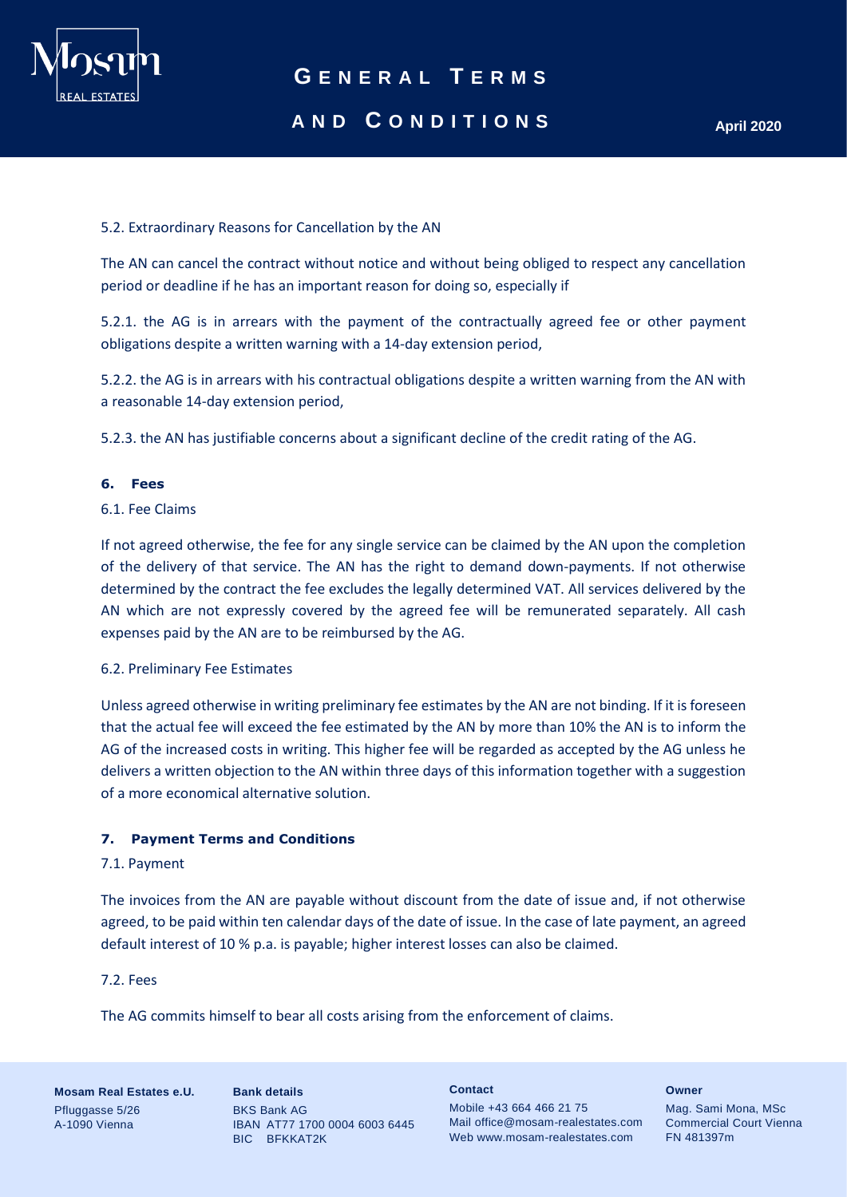5.2. Extraordinary Reasons for Cancellation by the AN

The AN can cancel the contract without notice and without being obliged to respect any cancellation period or deadline if he has an important reason for doing so, especially if

5.2.1. the AG is in arrears with the payment of the contractually agreed fee or other payment obligations despite a written warning with a 14-day extension period,

5.2.2. the AG is in arrears with his contractual obligations despite a written warning from the AN with a reasonable 14-day extension period,

5.2.3. the AN has justifiable concerns about a significant decline of the credit rating of the AG.

## 6. Fees

6.1. Fee Claims

If not agreed otherwise, the fee for any single service can be claimed by the AN upon the completion of the delivery of that service. The AN has the right to demand down-payments. If not otherwise determined by the contract the fee excludes the legally determined VAT. All services delivered by the AN which are not expressly covered by the agreed fee will be remunerated separately. All cash expenses paid by the AN are to be reimbursed by the AG.

6.2. Preliminary Fee Estimates

Unless agreed otherwise in writing preliminary fee estimates by the AN are not binding. If it is foreseen that the actual fee will exceed the fee estimated by the AN by more than 10% the AN is to inform the AG of the increased costs in writing. This higher fee will be regarded as accepted by the AG unless he delivers a written objection to the AN within three days of this information together with a suggestion of a more economical alternative solution.

## 7. Payment Terms and Conditions

7.1. Payment

The invoices from the AN are payable without discount from the date of issue and, if not otherwise agreed, to be paid within ten calendar days of the date of issue. In the case of late payment, an agreed default interest of 10 % p.a. is payable; higher interest losses can also be claimed.

7.2. Fees

The AG commits himself to bear all costs arising from the enforcement of claims.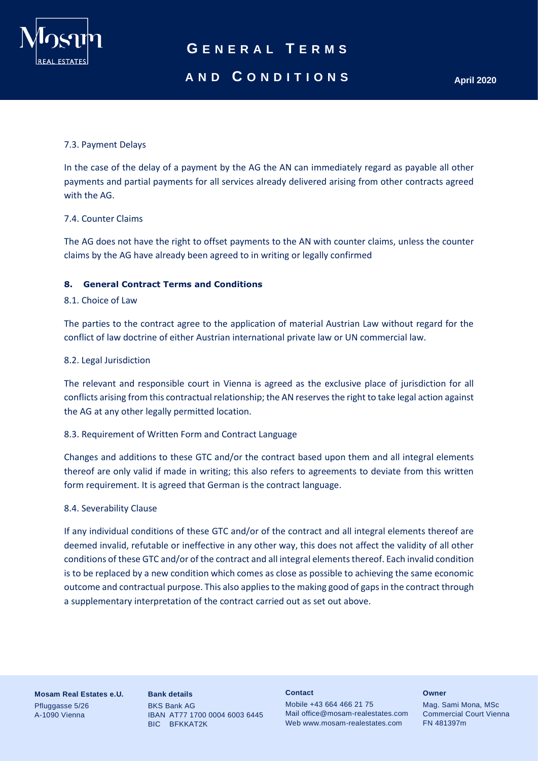7.3. Payment Delays

In the case of the delay of a payment by the AG the AN can immediately regard as payable all other payments and partial payments for all services already delivered arising from other contracts agreed with the AG.

7.4. Counter Claims

The AG does not have the right to offset payments to the AN with counter claims, unless the counter claims by the AG have already been agreed to in writing or legally confirmed

## 8. General Contract Terms and Conditions

8.1. Choice of Law

The parties to the contract agree to the application of material Austrian Law without regard for the conflict of law doctrine of either Austrian international private law or UN commercial law.

8.2. Legal Jurisdiction

The relevant and responsible court in Vienna is agreed as the exclusive place of jurisdiction for all conflicts arising from this contractual relationship; the AN reserves the right to take legal action against the AG at any other legally permitted location.

8.3. Requirement of Written Form and Contract Language

Changes and additions to these GTC and/or the contract based upon them and all integral elements thereof are only valid if made in writing; this also refers to agreements to deviate from this written form requirement. It is agreed that German is the contract language.

8.4. Severability Clause

If any individual conditions of these GTC and/or of the contract and all integral elements thereof are deemed invalid, refutable or ineffective in any other way, this does not affect the validity of all other conditions of these GTC and/or of the contract and all integral elements thereof. Each invalid condition is to be replaced by a new condition which comes as close as possible to achieving the same economic outcome and contractual purpose. This also applies to the making good of gaps in the contract through a supplementary interpretation of the contract carried out as set out above.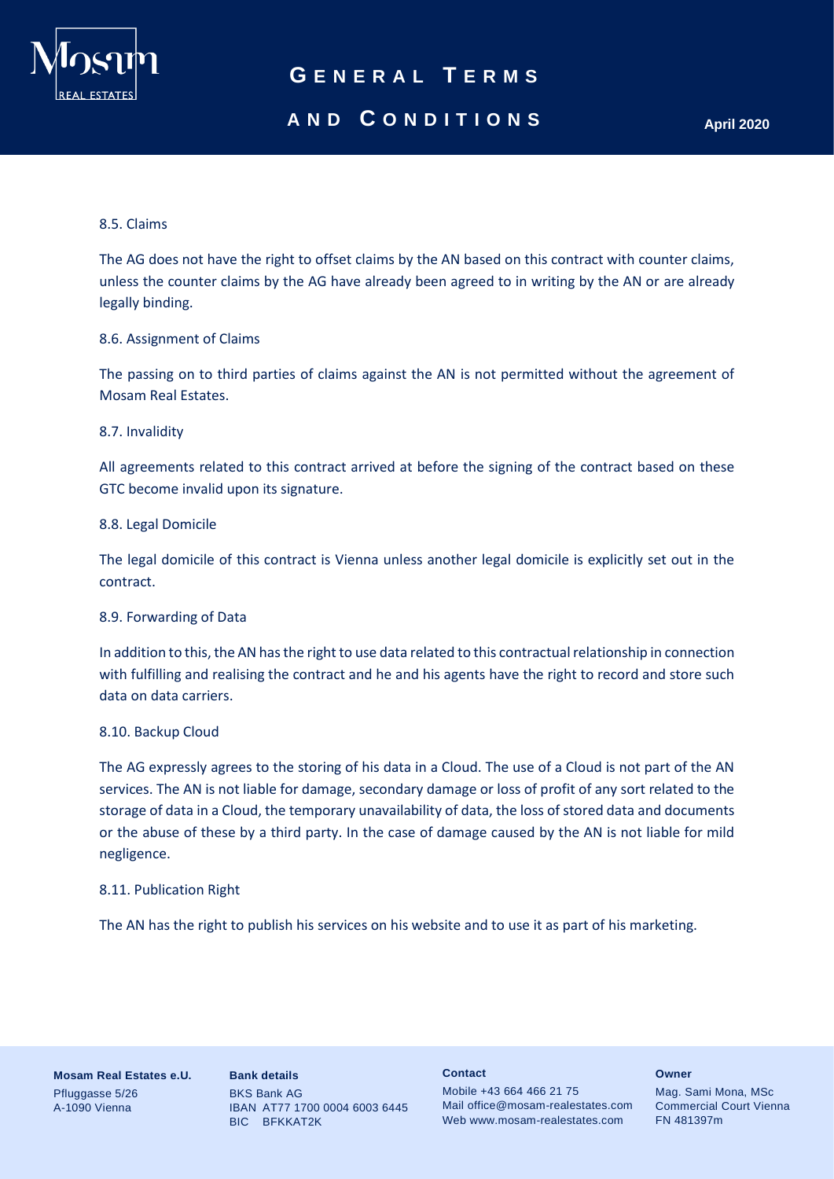8.5. Claims

The AG does not have the right to offset claims by the AN based on this contract with counter claims, unless the counter claims by the AG have already been agreed to in writing by the AN or are already legally binding.

8.6. Assignment of Claims

The passing on to third parties of claims against the AN is not permitted without the agreement of Mosam Real Estates.

8.7. Invalidity

All agreements related to this contract arrived at before the signing of the contract based on these GTC become invalid upon its signature.

8.8. Legal Domicile

The legal domicile of this contract is Vienna unless another legal domicile is explicitly set out in the contract.

8.9. Forwarding of Data

In addition to this, the AN has the right to use data related to this contractual relationship in connection with fulfilling and realising the contract and he and his agents have the right to record and store such data on data carriers.

8.10. Backup Cloud

The AG expressly agrees to the storing of his data in a Cloud. The use of a Cloud is not part of the AN services. The AN is not liable for damage, secondary damage or loss of profit of any sort related to the storage of data in a Cloud, the temporary unavailability of data, the loss of stored data and documents or the abuse of these by a third party. In the case of damage caused by the AN is not liable for mild negligence.

8.11. Publication Right

The AN has the right to publish his services on his website and to use it as part of his marketing.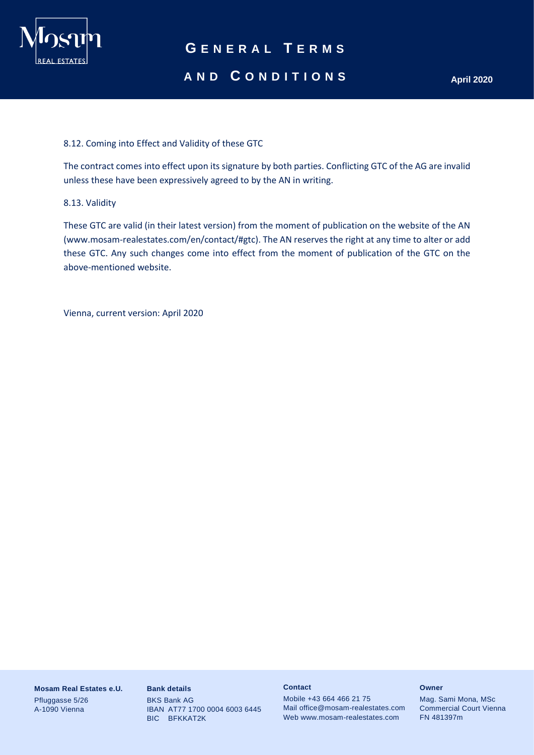8.12. Coming into Effect and Validity of these GTC

The contract comes into effect upon its signature by both parties. Conflicting GTC of the AG are invalid unless these have been expressively agreed to by the AN in writing.

8.13. Validity

These GTC are valid (in their latest version) from the moment of publication on the website of the AN (www.mosam-realestates.com/en/contact/#gtc). The AN reserves the right at any time to alter or add these GTC. Any such changes come into effect from the moment of publication of the GTC on the above-mentioned website.

Vienna, current version: April 2020